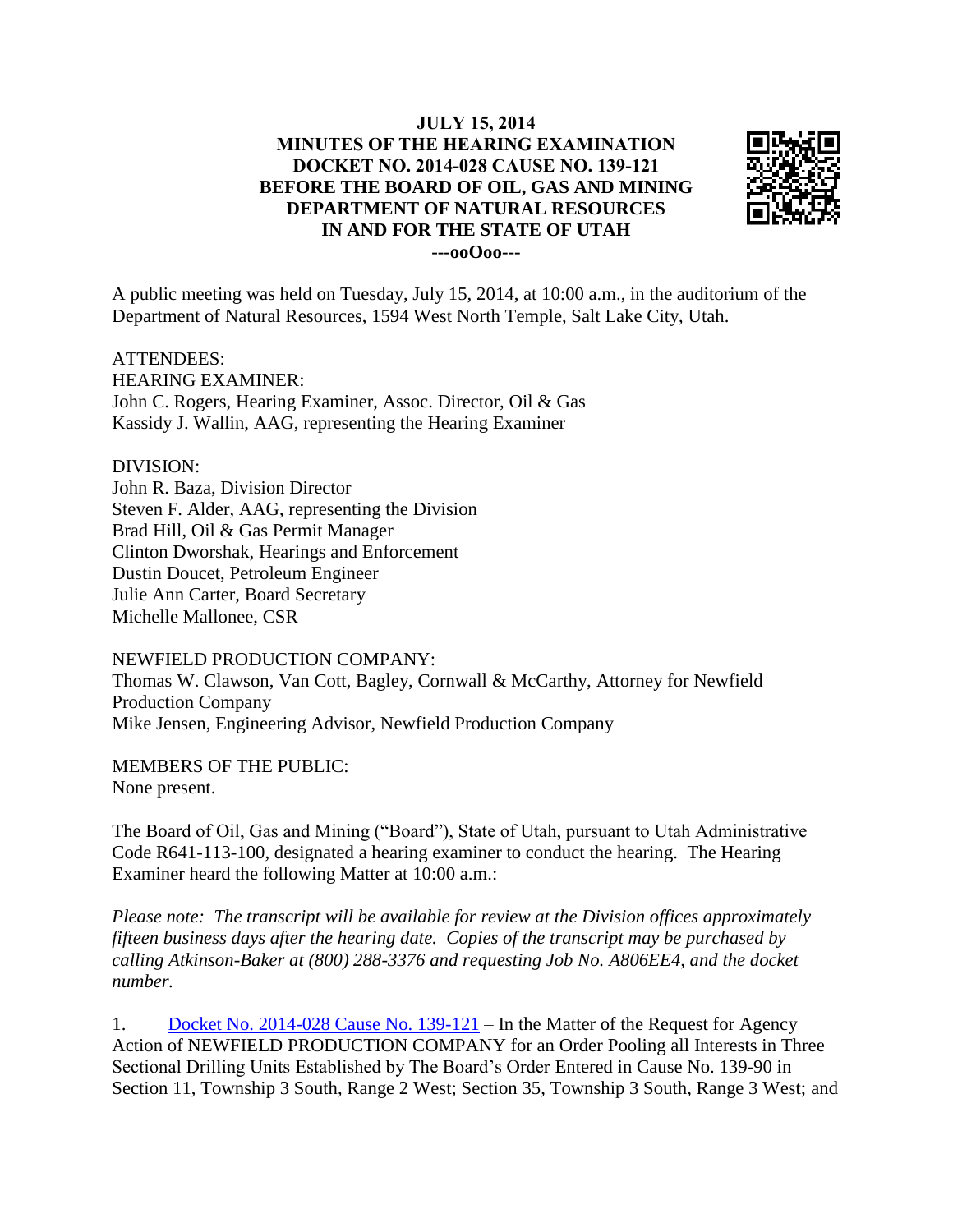# JULY 15, 2014
# MINUTES OF THE HEARING EXAMINATION
# DOCKET NO. 2014-028 CAUSE NO. 139-121
# BEFORE THE BOARD OF OIL, GAS AND MINING
# DEPARTMENT OF NATURAL RESOURCES
# IN AND FOR THE STATE OF UTAH

**---ooOoo---**

A public meeting was held on Tuesday, July 15, 2014, at 10:00 a.m., in the auditorium of the Department of Natural Resources, 1594 West North Temple, Salt Lake City, Utah.

ATTENDEES:

HEARING EXAMINER:
John C. Rogers, Hearing Examiner, Assoc. Director, Oil & Gas
Kassidy J. Wallin, AAG, representing the Hearing Examiner

DIVISION:
John R. Baza, Division Director
Steven F. Alder, AAG, representing the Division
Brad Hill, Oil & Gas Permit Manager
Clinton Dworshak, Hearings and Enforcement
Dustin Doucet, Petroleum Engineer
Julie Ann Carter, Board Secretary
Michelle Mallonee, CSR

NEWFIELD PRODUCTION COMPANY:
Thomas W. Clawson, Van Cott, Bagley, Cornwall & McCarthy, Attorney for Newfield Production Company
Mike Jensen, Engineering Advisor, Newfield Production Company

MEMBERS OF THE PUBLIC:
None present.

The Board of Oil, Gas and Mining ("Board"), State of Utah, pursuant to Utah Administrative Code R641-113-100, designated a hearing examiner to conduct the hearing. The Hearing Examiner heard the following Matter at 10:00 a.m.:

*Please note: The transcript will be available for review at the Division offices approximately fifteen business days after the hearing date. Copies of the transcript may be purchased by calling Atkinson-Baker at (800) 288-3376 and requesting Job No. A806EE4, and the docket number.*

1. Docket No. 2014-028 Cause No. 139-121 – In the Matter of the Request for Agency Action of NEWFIELD PRODUCTION COMPANY for an Order Pooling all Interests in Three Sectional Drilling Units Established by The Board's Order Entered in Cause No. 139-90 in Section 11, Township 3 South, Range 2 West; Section 35, Township 3 South, Range 3 West; and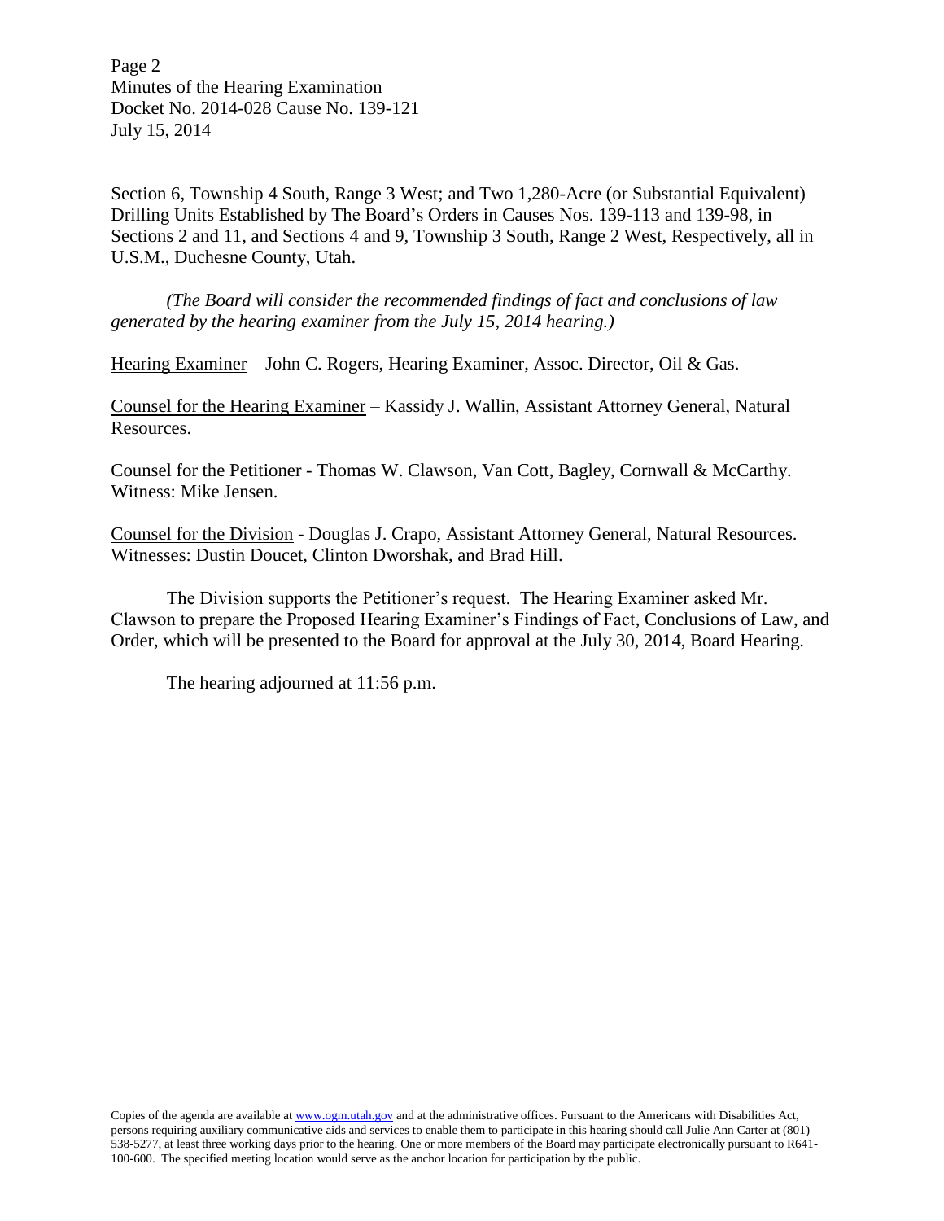Section 6, Township 4 South, Range 3 West; and Two 1,280-Acre (or Substantial Equivalent) Drilling Units Established by The Board's Orders in Causes Nos. 139-113 and 139-98, in Sections 2 and 11, and Sections 4 and 9, Township 3 South, Range 2 West, Respectively, all in U.S.M., Duchesne County, Utah.

*(The Board will consider the recommended findings of fact and conclusions of law generated by the hearing examiner from the July 15, 2014 hearing.)*

Hearing Examiner – John C. Rogers, Hearing Examiner, Assoc. Director, Oil & Gas.

Counsel for the Hearing Examiner – Kassidy J. Wallin, Assistant Attorney General, Natural Resources.

Counsel for the Petitioner - Thomas W. Clawson, Van Cott, Bagley, Cornwall & McCarthy. Witness: Mike Jensen.

Counsel for the Division - Douglas J. Crapo, Assistant Attorney General, Natural Resources. Witnesses: Dustin Doucet, Clinton Dworshak, and Brad Hill.

The Division supports the Petitioner's request. The Hearing Examiner asked Mr. Clawson to prepare the Proposed Hearing Examiner's Findings of Fact, Conclusions of Law, and Order, which will be presented to the Board for approval at the July 30, 2014, Board Hearing.

The hearing adjourned at 11:56 p.m.

Copies of the agenda are available at www.ogm.utah.gov and at the administrative offices. Pursuant to the Americans with Disabilities Act, persons requiring auxiliary communicative aids and services to enable them to participate in this hearing should call Julie Ann Carter at (801) 538-5277, at least three working days prior to the hearing. One or more members of the Board may participate electronically pursuant to R641-100-600. The specified meeting location would serve as the anchor location for participation by the public.